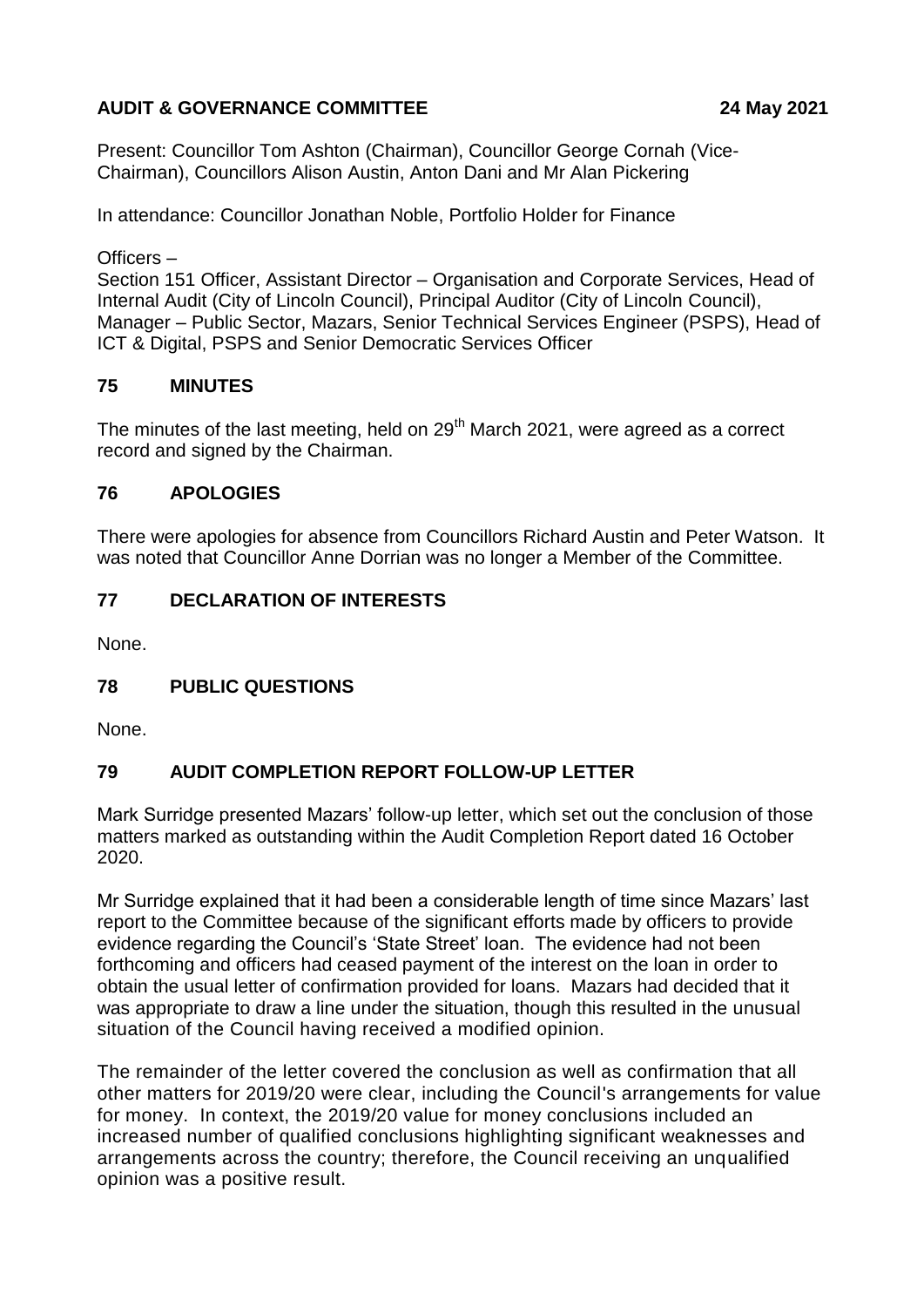**AUDIT & GOVERNANCE COMMITTEE** **24 May 2021**

Present: Councillor Tom Ashton (Chairman), Councillor George Cornah (Vice-Chairman), Councillors Alison Austin, Anton Dani and Mr Alan Pickering

In attendance: Councillor Jonathan Noble, Portfolio Holder for Finance

Officers –
Section 151 Officer, Assistant Director – Organisation and Corporate Services, Head of Internal Audit (City of Lincoln Council), Principal Auditor (City of Lincoln Council), Manager – Public Sector, Mazars, Senior Technical Services Engineer (PSPS), Head of ICT & Digital, PSPS and Senior Democratic Services Officer

## 75 MINUTES

The minutes of the last meeting, held on 29th March 2021, were agreed as a correct record and signed by the Chairman.

## 76 APOLOGIES

There were apologies for absence from Councillors Richard Austin and Peter Watson. It was noted that Councillor Anne Dorrian was no longer a Member of the Committee.

## 77 DECLARATION OF INTERESTS

None.

## 78 PUBLIC QUESTIONS

None.

## 79 AUDIT COMPLETION REPORT FOLLOW-UP LETTER

Mark Surridge presented Mazars' follow-up letter, which set out the conclusion of those matters marked as outstanding within the Audit Completion Report dated 16 October 2020.

Mr Surridge explained that it had been a considerable length of time since Mazars' last report to the Committee because of the significant efforts made by officers to provide evidence regarding the Council's 'State Street' loan. The evidence had not been forthcoming and officers had ceased payment of the interest on the loan in order to obtain the usual letter of confirmation provided for loans. Mazars had decided that it was appropriate to draw a line under the situation, though this resulted in the unusual situation of the Council having received a modified opinion.

The remainder of the letter covered the conclusion as well as confirmation that all other matters for 2019/20 were clear, including the Council's arrangements for value for money. In context, the 2019/20 value for money conclusions included an increased number of qualified conclusions highlighting significant weaknesses and arrangements across the country; therefore, the Council receiving an unqualified opinion was a positive result.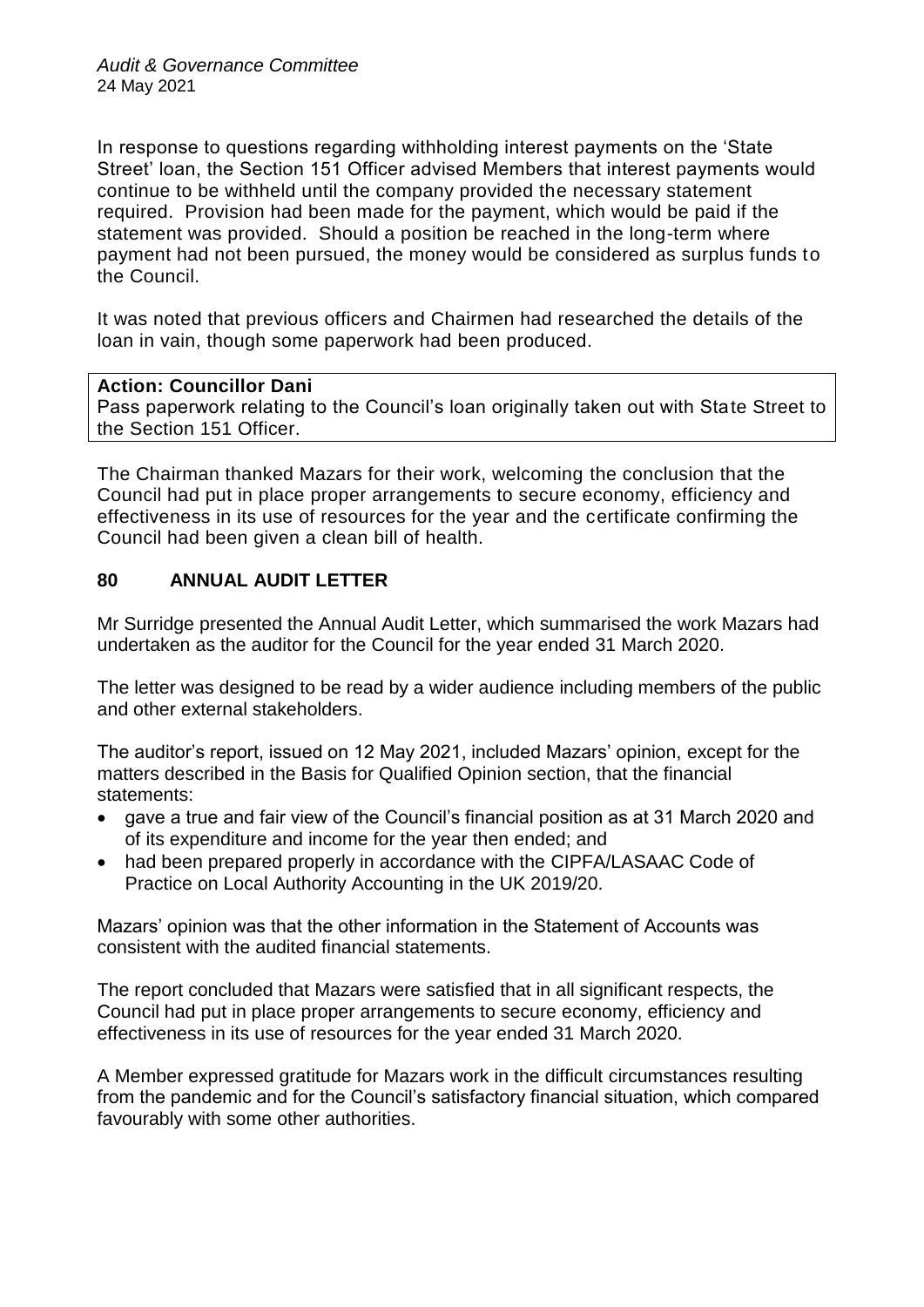In response to questions regarding withholding interest payments on the 'State Street' loan, the Section 151 Officer advised Members that interest payments would continue to be withheld until the company provided the necessary statement required. Provision had been made for the payment, which would be paid if the statement was provided. Should a position be reached in the long-term where payment had not been pursued, the money would be considered as surplus funds to the Council.

It was noted that previous officers and Chairmen had researched the details of the loan in vain, though some paperwork had been produced.

**Action: Councillor Dani**
Pass paperwork relating to the Council's loan originally taken out with State Street to the Section 151 Officer.

The Chairman thanked Mazars for their work, welcoming the conclusion that the Council had put in place proper arrangements to secure economy, efficiency and effectiveness in its use of resources for the year and the certificate confirming the Council had been given a clean bill of health.

## 80 ANNUAL AUDIT LETTER

Mr Surridge presented the Annual Audit Letter, which summarised the work Mazars had undertaken as the auditor for the Council for the year ended 31 March 2020.

The letter was designed to be read by a wider audience including members of the public and other external stakeholders.

The auditor's report, issued on 12 May 2021, included Mazars' opinion, except for the matters described in the Basis for Qualified Opinion section, that the financial statements:

- gave a true and fair view of the Council's financial position as at 31 March 2020 and of its expenditure and income for the year then ended; and
- had been prepared properly in accordance with the CIPFA/LASAAC Code of Practice on Local Authority Accounting in the UK 2019/20.

Mazars' opinion was that the other information in the Statement of Accounts was consistent with the audited financial statements.

The report concluded that Mazars were satisfied that in all significant respects, the Council had put in place proper arrangements to secure economy, efficiency and effectiveness in its use of resources for the year ended 31 March 2020.

A Member expressed gratitude for Mazars work in the difficult circumstances resulting from the pandemic and for the Council's satisfactory financial situation, which compared favourably with some other authorities.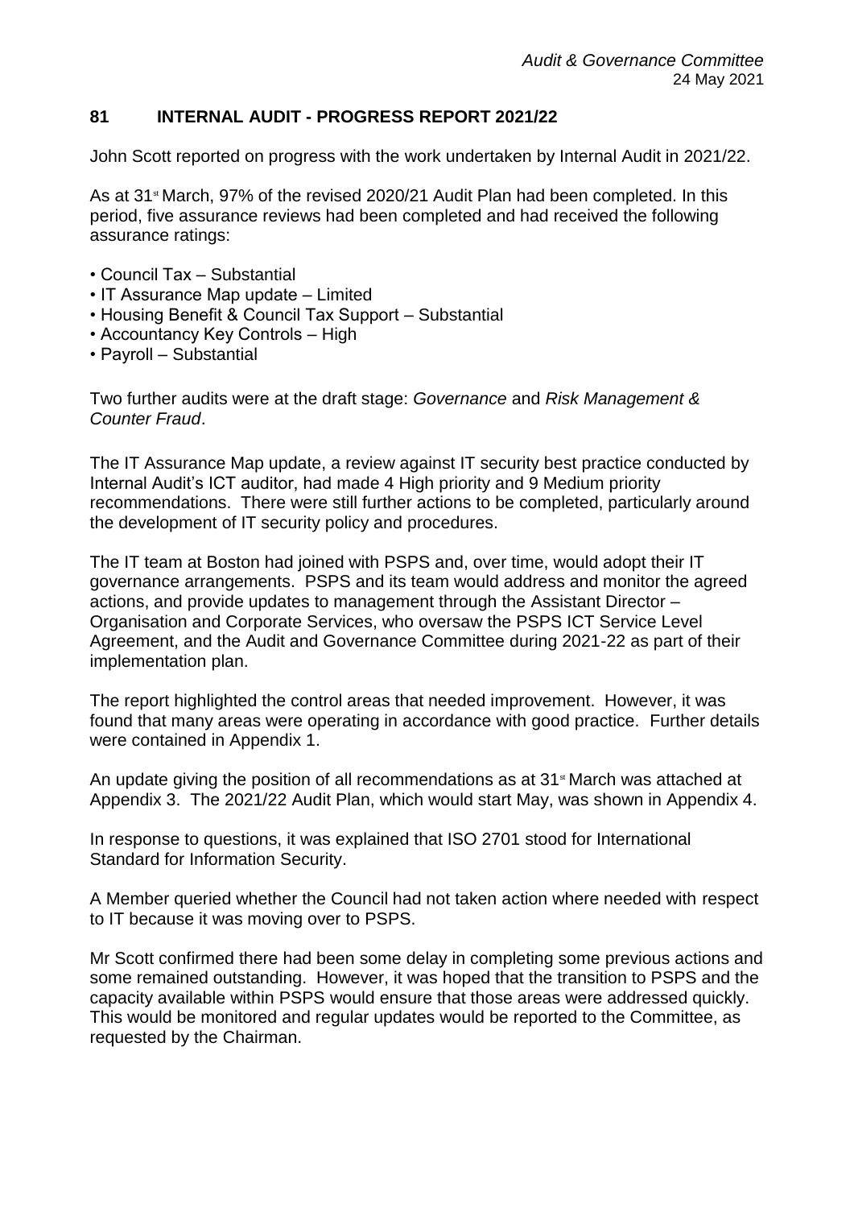## 81 INTERNAL AUDIT - PROGRESS REPORT 2021/22

John Scott reported on progress with the work undertaken by Internal Audit in 2021/22.

As at 31st March, 97% of the revised 2020/21 Audit Plan had been completed. In this period, five assurance reviews had been completed and had received the following assurance ratings:

- Council Tax – Substantial
- IT Assurance Map update – Limited
- Housing Benefit & Council Tax Support – Substantial
- Accountancy Key Controls – High
- Payroll – Substantial

Two further audits were at the draft stage: *Governance* and *Risk Management & Counter Fraud*.

The IT Assurance Map update, a review against IT security best practice conducted by Internal Audit's ICT auditor, had made 4 High priority and 9 Medium priority recommendations. There were still further actions to be completed, particularly around the development of IT security policy and procedures.

The IT team at Boston had joined with PSPS and, over time, would adopt their IT governance arrangements. PSPS and its team would address and monitor the agreed actions, and provide updates to management through the Assistant Director – Organisation and Corporate Services, who oversaw the PSPS ICT Service Level Agreement, and the Audit and Governance Committee during 2021-22 as part of their implementation plan.

The report highlighted the control areas that needed improvement. However, it was found that many areas were operating in accordance with good practice. Further details were contained in Appendix 1.

An update giving the position of all recommendations as at 31st March was attached at Appendix 3. The 2021/22 Audit Plan, which would start May, was shown in Appendix 4.

In response to questions, it was explained that ISO 2701 stood for International Standard for Information Security.

A Member queried whether the Council had not taken action where needed with respect to IT because it was moving over to PSPS.

Mr Scott confirmed there had been some delay in completing some previous actions and some remained outstanding. However, it was hoped that the transition to PSPS and the capacity available within PSPS would ensure that those areas were addressed quickly. This would be monitored and regular updates would be reported to the Committee, as requested by the Chairman.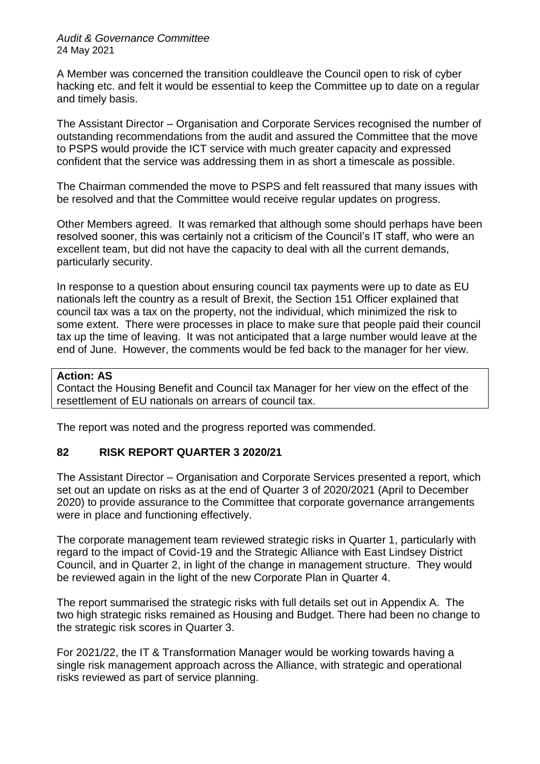A Member was concerned the transition couldleave the Council open to risk of cyber hacking etc. and felt it would be essential to keep the Committee up to date on a regular and timely basis.

The Assistant Director – Organisation and Corporate Services recognised the number of outstanding recommendations from the audit and assured the Committee that the move to PSPS would provide the ICT service with much greater capacity and expressed confident that the service was addressing them in as short a timescale as possible.

The Chairman commended the move to PSPS and felt reassured that many issues with be resolved and that the Committee would receive regular updates on progress.

Other Members agreed. It was remarked that although some should perhaps have been resolved sooner, this was certainly not a criticism of the Council's IT staff, who were an excellent team, but did not have the capacity to deal with all the current demands, particularly security.

In response to a question about ensuring council tax payments were up to date as EU nationals left the country as a result of Brexit, the Section 151 Officer explained that council tax was a tax on the property, not the individual, which minimized the risk to some extent. There were processes in place to make sure that people paid their council tax up the time of leaving. It was not anticipated that a large number would leave at the end of June. However, the comments would be fed back to the manager for her view.

**Action: AS**
Contact the Housing Benefit and Council tax Manager for her view on the effect of the resettlement of EU nationals on arrears of council tax.

The report was noted and the progress reported was commended.

## 82 RISK REPORT QUARTER 3 2020/21

The Assistant Director – Organisation and Corporate Services presented a report, which set out an update on risks as at the end of Quarter 3 of 2020/2021 (April to December 2020) to provide assurance to the Committee that corporate governance arrangements were in place and functioning effectively.

The corporate management team reviewed strategic risks in Quarter 1, particularly with regard to the impact of Covid-19 and the Strategic Alliance with East Lindsey District Council, and in Quarter 2, in light of the change in management structure. They would be reviewed again in the light of the new Corporate Plan in Quarter 4.

The report summarised the strategic risks with full details set out in Appendix A. The two high strategic risks remained as Housing and Budget. There had been no change to the strategic risk scores in Quarter 3.

For 2021/22, the IT & Transformation Manager would be working towards having a single risk management approach across the Alliance, with strategic and operational risks reviewed as part of service planning.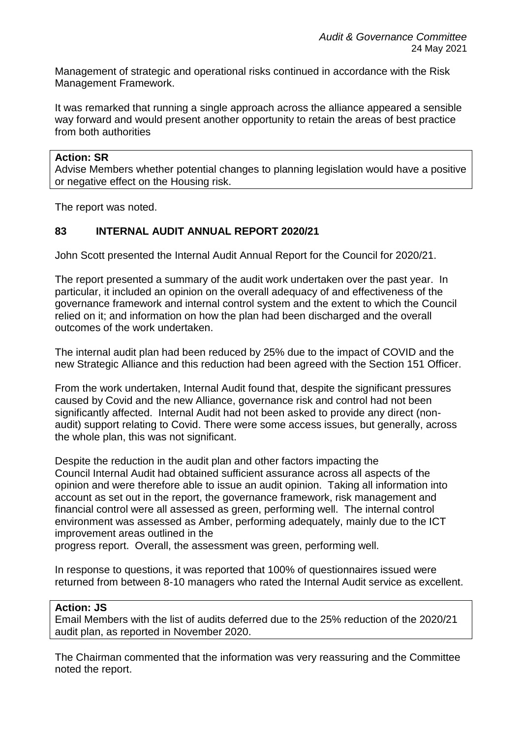Management of strategic and operational risks continued in accordance with the Risk Management Framework.

It was remarked that running a single approach across the alliance appeared a sensible way forward and would present another opportunity to retain the areas of best practice from both authorities

| **Action: SR**<br>Advise Members whether potential changes to planning legislation would have a positive or negative effect on the Housing risk. |
|---|

The report was noted.

## 83 INTERNAL AUDIT ANNUAL REPORT 2020/21

John Scott presented the Internal Audit Annual Report for the Council for 2020/21.

The report presented a summary of the audit work undertaken over the past year. In particular, it included an opinion on the overall adequacy of and effectiveness of the governance framework and internal control system and the extent to which the Council relied on it; and information on how the plan had been discharged and the overall outcomes of the work undertaken.

The internal audit plan had been reduced by 25% due to the impact of COVID and the new Strategic Alliance and this reduction had been agreed with the Section 151 Officer.

From the work undertaken, Internal Audit found that, despite the significant pressures caused by Covid and the new Alliance, governance risk and control had not been significantly affected. Internal Audit had not been asked to provide any direct (non-audit) support relating to Covid. There were some access issues, but generally, across the whole plan, this was not significant.

Despite the reduction in the audit plan and other factors impacting the Council Internal Audit had obtained sufficient assurance across all aspects of the opinion and were therefore able to issue an audit opinion. Taking all information into account as set out in the report, the governance framework, risk management and financial control were all assessed as green, performing well. The internal control environment was assessed as Amber, performing adequately, mainly due to the ICT improvement areas outlined in the progress report. Overall, the assessment was green, performing well.

In response to questions, it was reported that 100% of questionnaires issued were returned from between 8-10 managers who rated the Internal Audit service as excellent.

| **Action: JS**<br>Email Members with the list of audits deferred due to the 25% reduction of the 2020/21 audit plan, as reported in November 2020. |
|---|

The Chairman commented that the information was very reassuring and the Committee noted the report.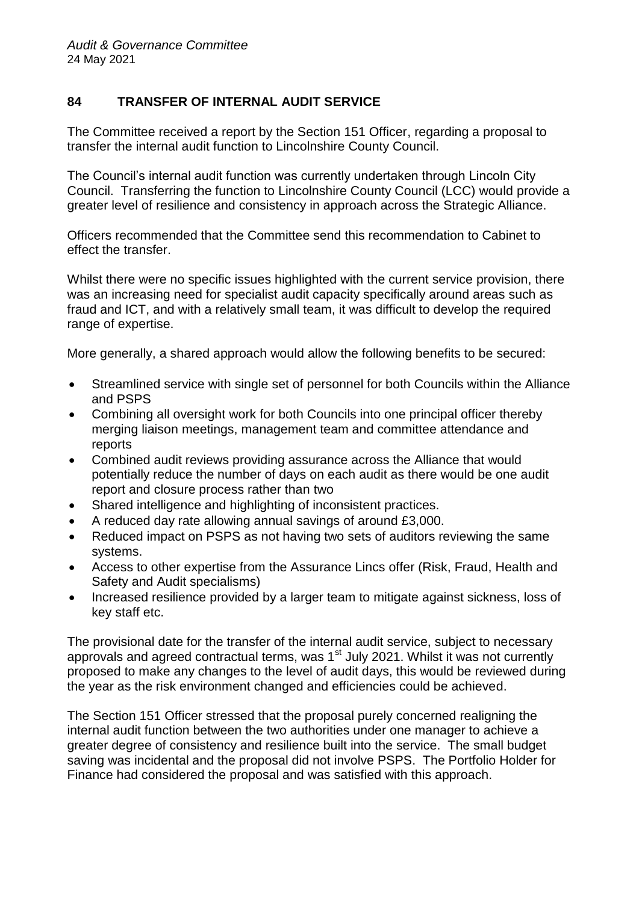## 84 TRANSFER OF INTERNAL AUDIT SERVICE

The Committee received a report by the Section 151 Officer, regarding a proposal to transfer the internal audit function to Lincolnshire County Council.

The Council's internal audit function was currently undertaken through Lincoln City Council. Transferring the function to Lincolnshire County Council (LCC) would provide a greater level of resilience and consistency in approach across the Strategic Alliance.

Officers recommended that the Committee send this recommendation to Cabinet to effect the transfer.

Whilst there were no specific issues highlighted with the current service provision, there was an increasing need for specialist audit capacity specifically around areas such as fraud and ICT, and with a relatively small team, it was difficult to develop the required range of expertise.

More generally, a shared approach would allow the following benefits to be secured:

- Streamlined service with single set of personnel for both Councils within the Alliance and PSPS
- Combining all oversight work for both Councils into one principal officer thereby merging liaison meetings, management team and committee attendance and reports
- Combined audit reviews providing assurance across the Alliance that would potentially reduce the number of days on each audit as there would be one audit report and closure process rather than two
- Shared intelligence and highlighting of inconsistent practices.
- A reduced day rate allowing annual savings of around £3,000.
- Reduced impact on PSPS as not having two sets of auditors reviewing the same systems.
- Access to other expertise from the Assurance Lincs offer (Risk, Fraud, Health and Safety and Audit specialisms)
- Increased resilience provided by a larger team to mitigate against sickness, loss of key staff etc.

The provisional date for the transfer of the internal audit service, subject to necessary approvals and agreed contractual terms, was 1st July 2021. Whilst it was not currently proposed to make any changes to the level of audit days, this would be reviewed during the year as the risk environment changed and efficiencies could be achieved.

The Section 151 Officer stressed that the proposal purely concerned realigning the internal audit function between the two authorities under one manager to achieve a greater degree of consistency and resilience built into the service. The small budget saving was incidental and the proposal did not involve PSPS. The Portfolio Holder for Finance had considered the proposal and was satisfied with this approach.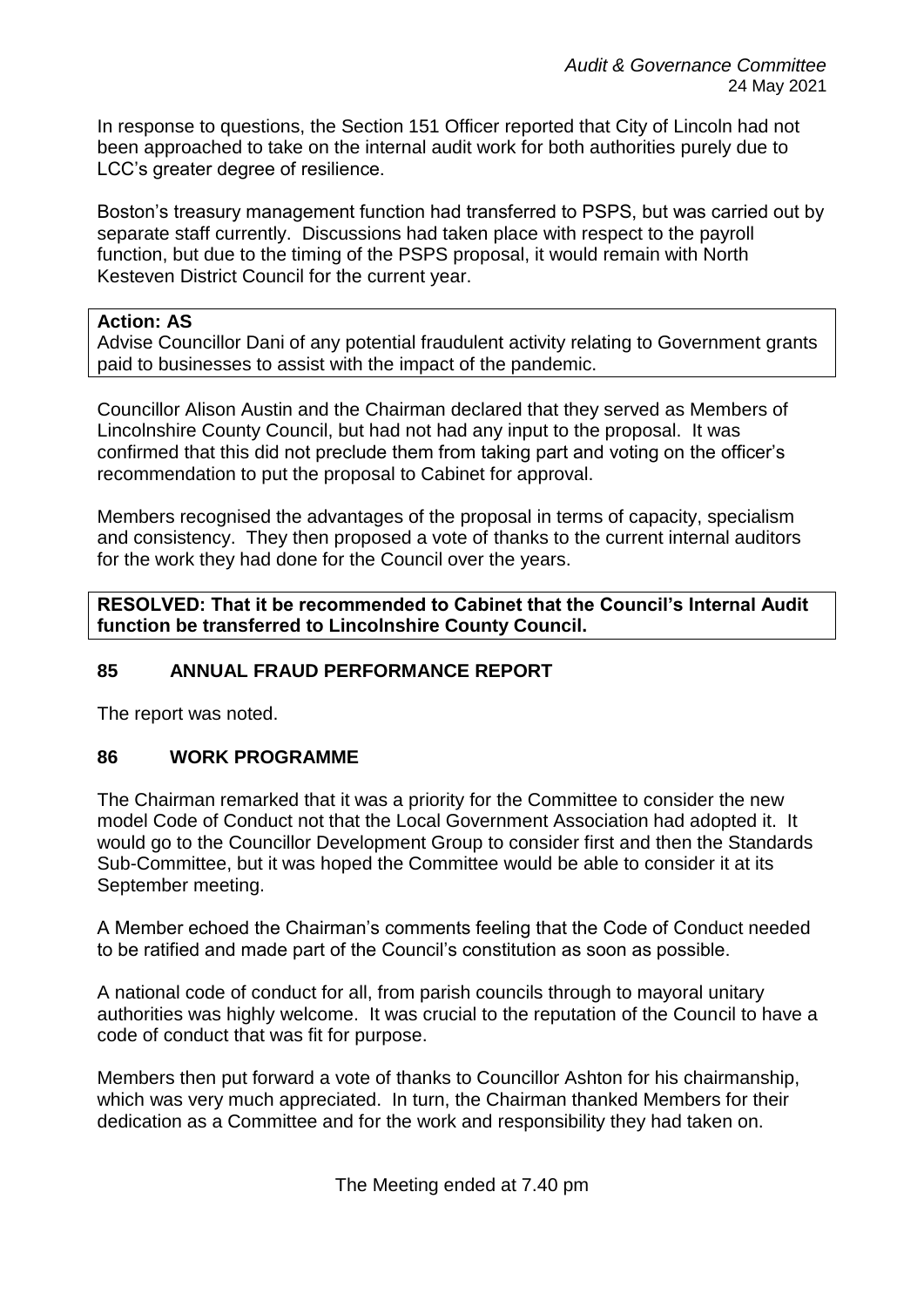In response to questions, the Section 151 Officer reported that City of Lincoln had not been approached to take on the internal audit work for both authorities purely due to LCC's greater degree of resilience.

Boston's treasury management function had transferred to PSPS, but was carried out by separate staff currently. Discussions had taken place with respect to the payroll function, but due to the timing of the PSPS proposal, it would remain with North Kesteven District Council for the current year.

**Action: AS**
Advise Councillor Dani of any potential fraudulent activity relating to Government grants paid to businesses to assist with the impact of the pandemic.

Councillor Alison Austin and the Chairman declared that they served as Members of Lincolnshire County Council, but had not had any input to the proposal. It was confirmed that this did not preclude them from taking part and voting on the officer's recommendation to put the proposal to Cabinet for approval.

Members recognised the advantages of the proposal in terms of capacity, specialism and consistency. They then proposed a vote of thanks to the current internal auditors for the work they had done for the Council over the years.

**RESOLVED: That it be recommended to Cabinet that the Council's Internal Audit function be transferred to Lincolnshire County Council.**

## 85 ANNUAL FRAUD PERFORMANCE REPORT

The report was noted.

## 86 WORK PROGRAMME

The Chairman remarked that it was a priority for the Committee to consider the new model Code of Conduct not that the Local Government Association had adopted it. It would go to the Councillor Development Group to consider first and then the Standards Sub-Committee, but it was hoped the Committee would be able to consider it at its September meeting.

A Member echoed the Chairman's comments feeling that the Code of Conduct needed to be ratified and made part of the Council's constitution as soon as possible.

A national code of conduct for all, from parish councils through to mayoral unitary authorities was highly welcome. It was crucial to the reputation of the Council to have a code of conduct that was fit for purpose.

Members then put forward a vote of thanks to Councillor Ashton for his chairmanship, which was very much appreciated. In turn, the Chairman thanked Members for their dedication as a Committee and for the work and responsibility they had taken on.

The Meeting ended at 7.40 pm